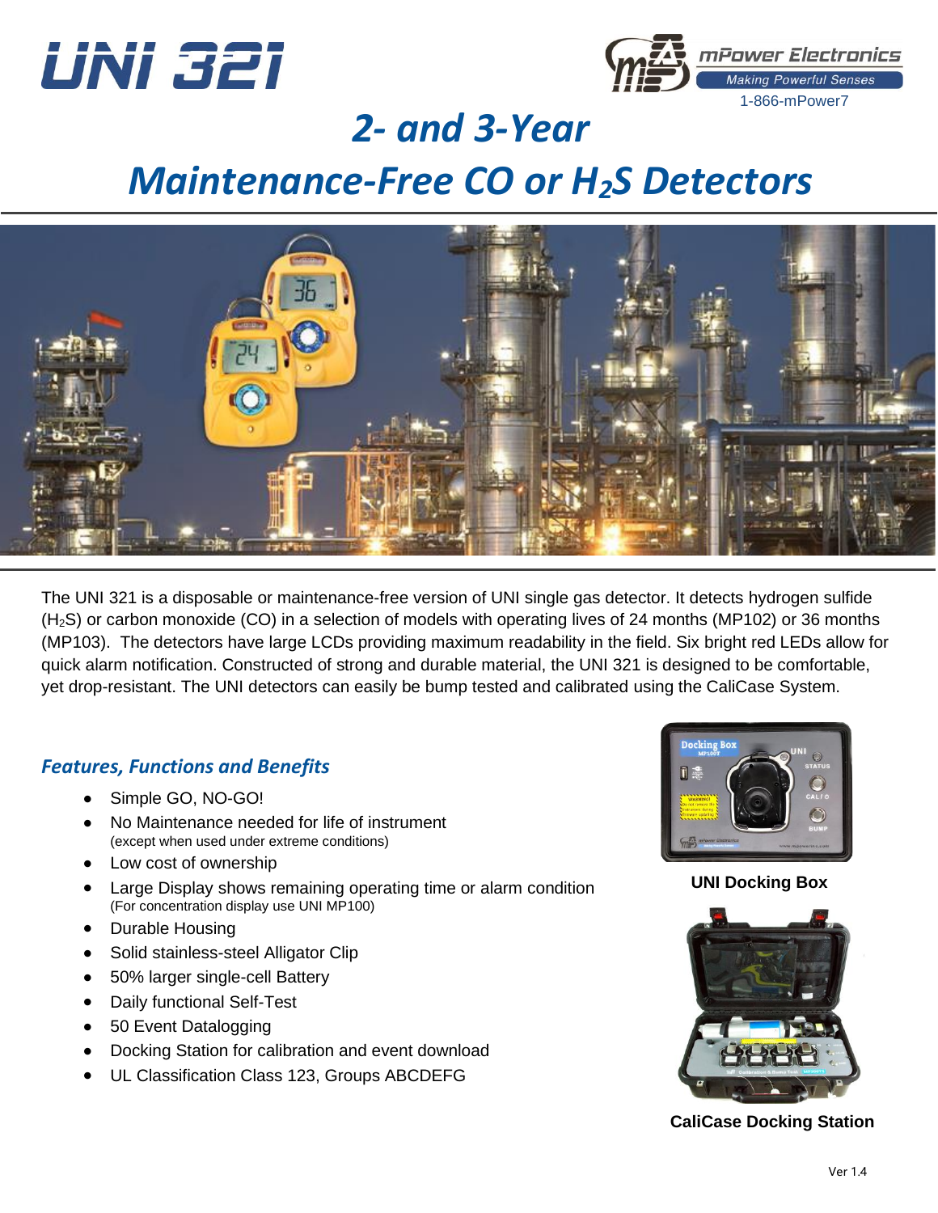# UNI 321

mPower Electronics
Making Powerful Senses
1-866-mPower7

# 2- and 3-Year Maintenance-Free CO or $H_2S$ Detectors

The UNI 321 is a disposable or maintenance-free version of UNI single gas detector. It detects hydrogen sulfide ($H_2S$) or carbon monoxide (CO) in a selection of models with operating lives of 24 months (MP102) or 36 months (MP103). The detectors have large LCDs providing maximum readability in the field. Six bright red LEDs allow for quick alarm notification. Constructed of strong and durable material, the UNI 321 is designed to be comfortable, yet drop-resistant. The UNI detectors can easily be bump tested and calibrated using the CaliCase System.

## *Features, Functions and Benefits*

- Simple GO, NO-GO!
- No Maintenance needed for life of instrument
  (except when used under extreme conditions)
- Low cost of ownership
- Large Display shows remaining operating time or alarm condition
  (For concentration display use UNI MP100)
- Durable Housing
- Solid stainless-steel Alligator Clip
- 50% larger single-cell Battery
- Daily functional Self-Test
- 50 Event Datalogging
- Docking Station for calibration and event download
- UL Classification Class 123, Groups ABCDEFG

**UNI Docking Box**

**CaliCase Docking Station**

Ver 1.4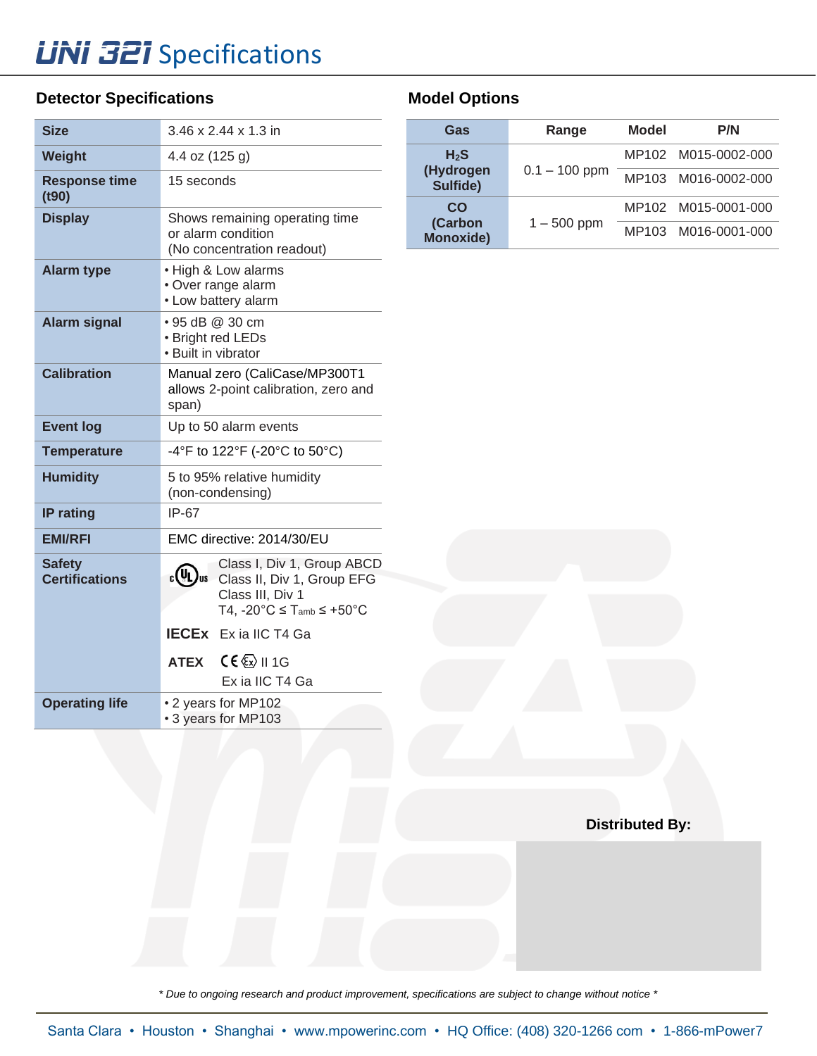# UNi 321 Specifications

## Detector Specifications

| | |
|---|---|
| **Size** | 3.46 x 2.44 x 1.3 in |
| **Weight** | 4.4 oz (125 g) |
| **Response time (t90)** | 15 seconds |
| **Display** | Shows remaining operating time or alarm condition (No concentration readout) |
| **Alarm type** | • High & Low alarms<br>• Over range alarm<br>• Low battery alarm |
| **Alarm signal** | • 95 dB @ 30 cm<br>• Bright red LEDs<br>• Built in vibrator |
| **Calibration** | Manual zero (CaliCase/MP300T1 allows 2-point calibration, zero and span) |
| **Event log** | Up to 50 alarm events |
| **Temperature** | -4°F to 122°F (-20°C to 50°C) |
| **Humidity** | 5 to 95% relative humidity (non-condensing) |
| **IP rating** | IP-67 |
| **EMI/RFI** | EMC directive: 2014/30/EU |
| **Safety Certifications** | cULus: Class I, Div 1, Group ABCD<br>Class II, Div 1, Group EFG<br>Class III, Div 1<br>T4, -20°C ≤ $T_{amb}$ ≤ +50°C<br>**IECEx** Ex ia IIC T4 Ga<br>**ATEX** CE Ex II 1G<br>Ex ia IIC T4 Ga |
| **Operating life** | • 2 years for MP102<br>• 3 years for MP103 |

## Model Options

| Gas | Range | Model | P/N |
|---|---|---|---|
| **$H_2S$ (Hydrogen Sulfide)** | 0.1 – 100 ppm | MP102 | M015-0002-000 |
| | | MP103 | M016-0002-000 |
| **CO (Carbon Monoxide)** | 1 – 500 ppm | MP102 | M015-0001-000 |
| | | MP103 | M016-0001-000 |

**Distributed By:**

*\* Due to ongoing research and product improvement, specifications are subject to change without notice \**

Santa Clara • Houston • Shanghai • www.mpowerinc.com • HQ Office: (408) 320-1266 com • 1-866-mPower7